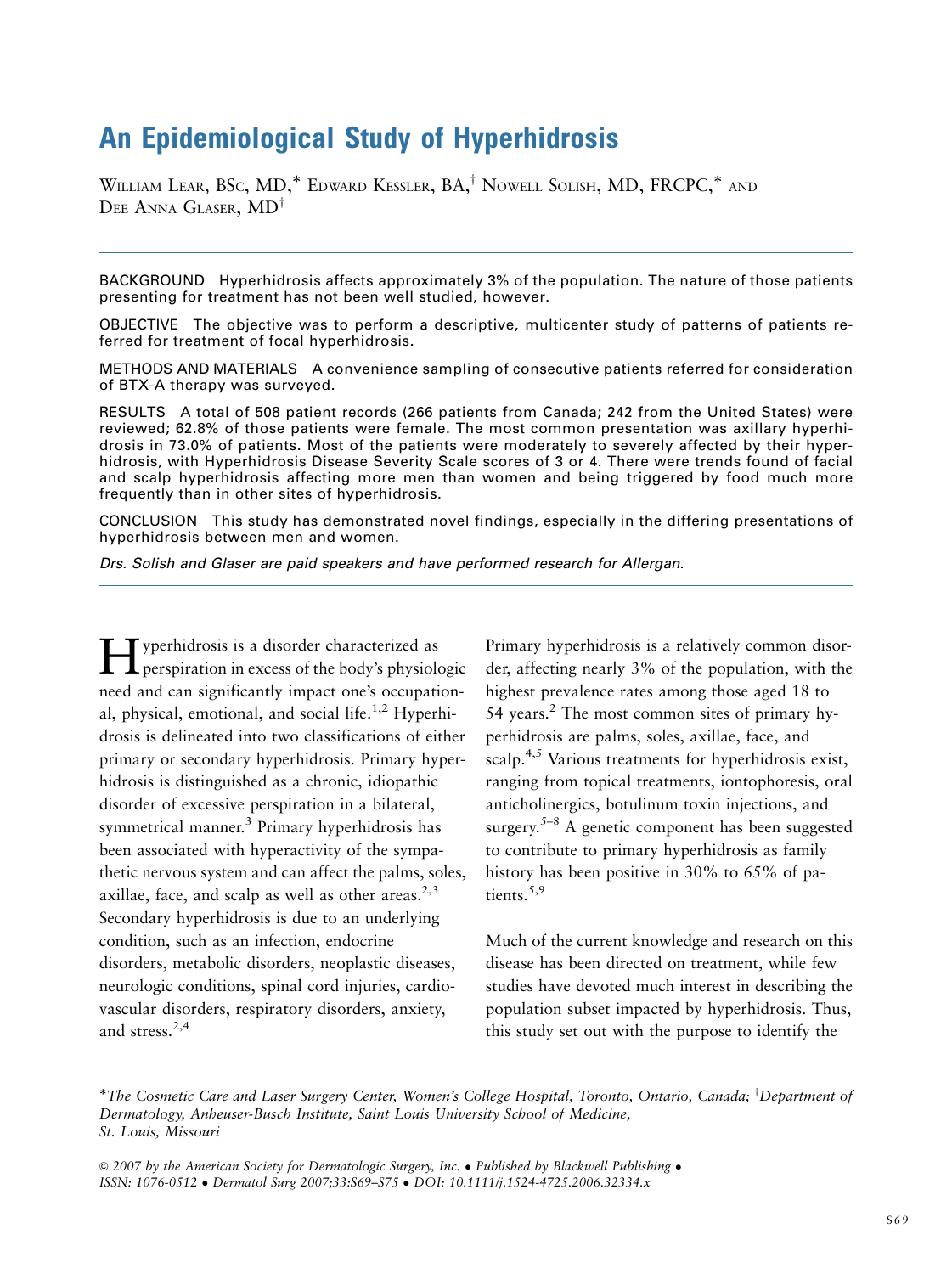# An Epidemiological Study of Hyperhidrosis

William Lear, BSc, MD,[*] Edward Kessler, BA,[†] Nowell Solish, MD, FRCPC,[*] and Dee Anna Glaser, MD[†]

---

BACKGROUND Hyperhidrosis affects approximately 3% of the population. The nature of those patients presenting for treatment has not been well studied, however.

OBJECTIVE The objective was to perform a descriptive, multicenter study of patterns of patients referred for treatment of focal hyperhidrosis.

METHODS AND MATERIALS A convenience sampling of consecutive patients referred for consideration of BTX-A therapy was surveyed.

RESULTS A total of 508 patient records (266 patients from Canada; 242 from the United States) were reviewed; 62.8% of those patients were female. The most common presentation was axillary hyperhidrosis in 73.0% of patients. Most of the patients were moderately to severely affected by their hyperhidrosis, with Hyperhidrosis Disease Severity Scale scores of 3 or 4. There were trends found of facial and scalp hyperhidrosis affecting more men than women and being triggered by food much more frequently than in other sites of hyperhidrosis.

CONCLUSION This study has demonstrated novel findings, especially in the differing presentations of hyperhidrosis between men and women.

*Drs. Solish and Glaser are paid speakers and have performed research for Allergan.*

---

Hyperhidrosis is a disorder characterized as perspiration in excess of the body's physiologic need and can significantly impact one's occupational, physical, emotional, and social life.[1,2] Hyperhidrosis is delineated into two classifications of either primary or secondary hyperhidrosis. Primary hyperhidrosis is distinguished as a chronic, idiopathic disorder of excessive perspiration in a bilateral, symmetrical manner.[3] Primary hyperhidrosis has been associated with hyperactivity of the sympathetic nervous system and can affect the palms, soles, axillae, face, and scalp as well as other areas.[2,3] Secondary hyperhidrosis is due to an underlying condition, such as an infection, endocrine disorders, metabolic disorders, neoplastic diseases, neurologic conditions, spinal cord injuries, cardiovascular disorders, respiratory disorders, anxiety, and stress.[2,4]

Primary hyperhidrosis is a relatively common disorder, affecting nearly 3% of the population, with the highest prevalence rates among those aged 18 to 54 years.[2] The most common sites of primary hyperhidrosis are palms, soles, axillae, face, and scalp.[4,5] Various treatments for hyperhidrosis exist, ranging from topical treatments, iontophoresis, oral anticholinergics, botulinum toxin injections, and surgery.[5–8] A genetic component has been suggested to contribute to primary hyperhidrosis as family history has been positive in 30% to 65% of patients.[5,9]

Much of the current knowledge and research on this disease has been directed on treatment, while few studies have devoted much interest in describing the population subset impacted by hyperhidrosis. Thus, this study set out with the purpose to identify the

[*]*The Cosmetic Care and Laser Surgery Center, Women's College Hospital, Toronto, Ontario, Canada;* [†]*Department of Dermatology, Anheuser-Busch Institute, Saint Louis University School of Medicine, St. Louis, Missouri*

*© 2007 by the American Society for Dermatologic Surgery, Inc. • Published by Blackwell Publishing • ISSN: 1076-0512 • Dermatol Surg 2007;33:S69–S75 • DOI: 10.1111/j.1524-4725.2006.32334.x*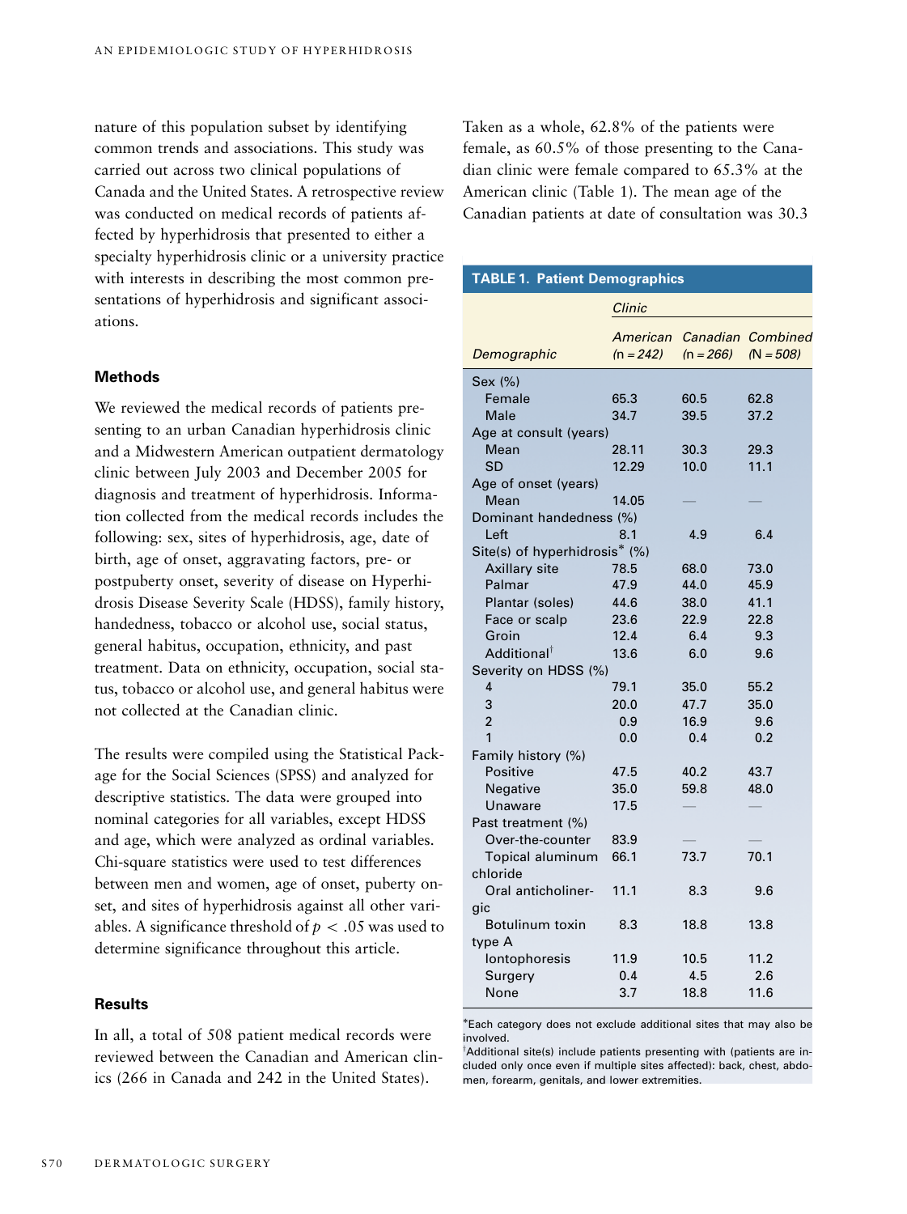nature of this population subset by identifying common trends and associations. This study was carried out across two clinical populations of Canada and the United States. A retrospective review was conducted on medical records of patients affected by hyperhidrosis that presented to either a specialty hyperhidrosis clinic or a university practice with interests in describing the most common presentations of hyperhidrosis and significant associations.

## Methods

We reviewed the medical records of patients presenting to an urban Canadian hyperhidrosis clinic and a Midwestern American outpatient dermatology clinic between July 2003 and December 2005 for diagnosis and treatment of hyperhidrosis. Information collected from the medical records includes the following: sex, sites of hyperhidrosis, age, date of birth, age of onset, aggravating factors, pre- or postpuberty onset, severity of disease on Hyperhidrosis Disease Severity Scale (HDSS), family history, handedness, tobacco or alcohol use, social status, general habitus, occupation, ethnicity, and past treatment. Data on ethnicity, occupation, social status, tobacco or alcohol use, and general habitus were not collected at the Canadian clinic.

The results were compiled using the Statistical Package for the Social Sciences (SPSS) and analyzed for descriptive statistics. The data were grouped into nominal categories for all variables, except HDSS and age, which were analyzed as ordinal variables. Chi-square statistics were used to test differences between men and women, age of onset, puberty onset, and sites of hyperhidrosis against all other variables. A significance threshold of $p < .05$ was used to determine significance throughout this article.

## Results

In all, a total of 508 patient medical records were reviewed between the Canadian and American clinics (266 in Canada and 242 in the United States). Taken as a whole, 62.8% of the patients were female, as 60.5% of those presenting to the Canadian clinic were female compared to 65.3% at the American clinic (Table 1). The mean age of the Canadian patients at date of consultation was 30.3

**TABLE 1. Patient Demographics**

| | *Clinic* | | |
|---|---|---|---|
| *Demographic* | *American (n = 242)* | *Canadian (n = 266)* | *Combined (N = 508)* |
| Sex (%) | | | |
| Female | 65.3 | 60.5 | 62.8 |
| Male | 34.7 | 39.5 | 37.2 |
| Age at consult (years) | | | |
| Mean | 28.11 | 30.3 | 29.3 |
| SD | 12.29 | 10.0 | 11.1 |
| Age of onset (years) | | | |
| Mean | 14.05 | — | — |
| Dominant handedness (%) | | | |
| Left | 8.1 | 4.9 | 6.4 |
| Site(s) of hyperhidrosis* (%) | | | |
| Axillary site | 78.5 | 68.0 | 73.0 |
| Palmar | 47.9 | 44.0 | 45.9 |
| Plantar (soles) | 44.6 | 38.0 | 41.1 |
| Face or scalp | 23.6 | 22.9 | 22.8 |
| Groin | 12.4 | 6.4 | 9.3 |
| Additional† | 13.6 | 6.0 | 9.6 |
| Severity on HDSS (%) | | | |
| 4 | 79.1 | 35.0 | 55.2 |
| 3 | 20.0 | 47.7 | 35.0 |
| 2 | 0.9 | 16.9 | 9.6 |
| 1 | 0.0 | 0.4 | 0.2 |
| Family history (%) | | | |
| Positive | 47.5 | 40.2 | 43.7 |
| Negative | 35.0 | 59.8 | 48.0 |
| Unaware | 17.5 | — | — |
| Past treatment (%) | | | |
| Over-the-counter | 83.9 | — | — |
| Topical aluminum chloride | 66.1 | 73.7 | 70.1 |
| Oral anticholinergic | 11.1 | 8.3 | 9.6 |
| Botulinum toxin type A | 8.3 | 18.8 | 13.8 |
| Iontophoresis | 11.9 | 10.5 | 11.2 |
| Surgery | 0.4 | 4.5 | 2.6 |
| None | 3.7 | 18.8 | 11.6 |

*Each category does not exclude additional sites that may also be involved.

†Additional site(s) include patients presenting with (patients are included only once even if multiple sites affected): back, chest, abdomen, forearm, genitals, and lower extremities.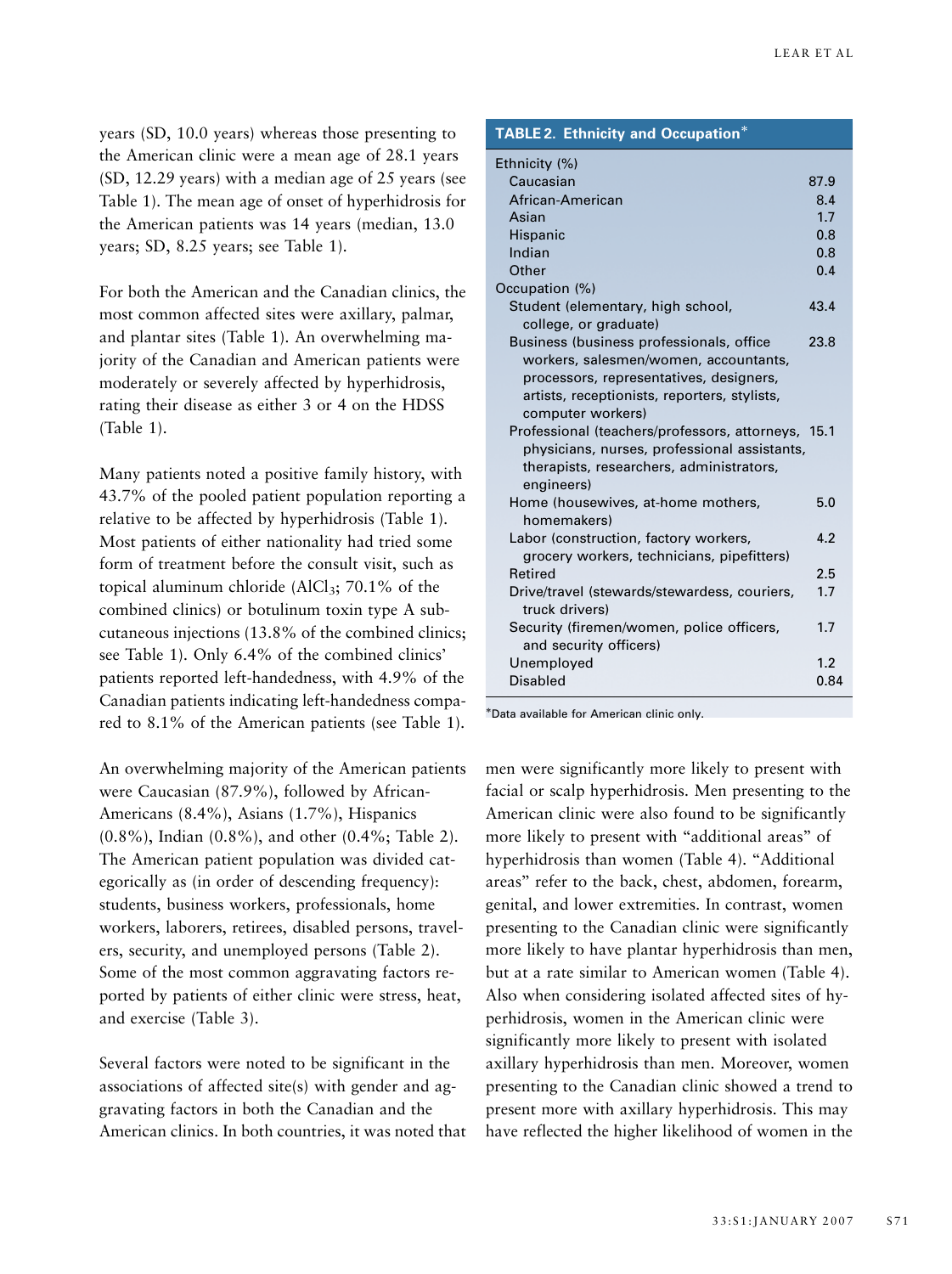years (SD, 10.0 years) whereas those presenting to the American clinic were a mean age of 28.1 years (SD, 12.29 years) with a median age of 25 years (see Table 1). The mean age of onset of hyperhidrosis for the American patients was 14 years (median, 13.0 years; SD, 8.25 years; see Table 1).

For both the American and the Canadian clinics, the most common affected sites were axillary, palmar, and plantar sites (Table 1). An overwhelming majority of the Canadian and American patients were moderately or severely affected by hyperhidrosis, rating their disease as either 3 or 4 on the HDSS (Table 1).

Many patients noted a positive family history, with 43.7% of the pooled patient population reporting a relative to be affected by hyperhidrosis (Table 1). Most patients of either nationality had tried some form of treatment before the consult visit, such as topical aluminum chloride ($AlCl_3$; 70.1% of the combined clinics) or botulinum toxin type A subcutaneous injections (13.8% of the combined clinics; see Table 1). Only 6.4% of the combined clinics' patients reported left-handedness, with 4.9% of the Canadian patients indicating left-handedness compared to 8.1% of the American patients (see Table 1).

An overwhelming majority of the American patients were Caucasian (87.9%), followed by African-Americans (8.4%), Asians (1.7%), Hispanics (0.8%), Indian (0.8%), and other (0.4%; Table 2). The American patient population was divided categorically as (in order of descending frequency): students, business workers, professionals, home workers, laborers, retirees, disabled persons, travelers, security, and unemployed persons (Table 2). Some of the most common aggravating factors reported by patients of either clinic were stress, heat, and exercise (Table 3).

Several factors were noted to be significant in the associations of affected site(s) with gender and aggravating factors in both the Canadian and the American clinics. In both countries, it was noted that men were significantly more likely to present with facial or scalp hyperhidrosis. Men presenting to the American clinic were also found to be significantly more likely to present with "additional areas" of hyperhidrosis than women (Table 4). "Additional areas" refer to the back, chest, abdomen, forearm, genital, and lower extremities. In contrast, women presenting to the Canadian clinic were significantly more likely to have plantar hyperhidrosis than men, but at a rate similar to American women (Table 4). Also when considering isolated affected sites of hyperhidrosis, women in the American clinic were significantly more likely to present with isolated axillary hyperhidrosis than men. Moreover, women presenting to the Canadian clinic showed a trend to present more with axillary hyperhidrosis. This may have reflected the higher likelihood of women in the

**TABLE 2. Ethnicity and Occupation***

| | |
|---|---|
| Ethnicity (%) | |
| Caucasian | 87.9 |
| African-American | 8.4 |
| Asian | 1.7 |
| Hispanic | 0.8 |
| Indian | 0.8 |
| Other | 0.4 |
| Occupation (%) | |
| Student (elementary, high school, college, or graduate) | 43.4 |
| Business (business professionals, office workers, salesmen/women, accountants, processors, representatives, designers, artists, receptionists, reporters, stylists, computer workers) | 23.8 |
| Professional (teachers/professors, attorneys, physicians, nurses, professional assistants, therapists, researchers, administrators, engineers) | 15.1 |
| Home (housewives, at-home mothers, homemakers) | 5.0 |
| Labor (construction, factory workers, grocery workers, technicians, pipefitters) | 4.2 |
| Retired | 2.5 |
| Drive/travel (stewards/stewardess, couriers, truck drivers) | 1.7 |
| Security (firemen/women, police officers, and security officers) | 1.7 |
| Unemployed | 1.2 |
| Disabled | 0.84 |

*Data available for American clinic only.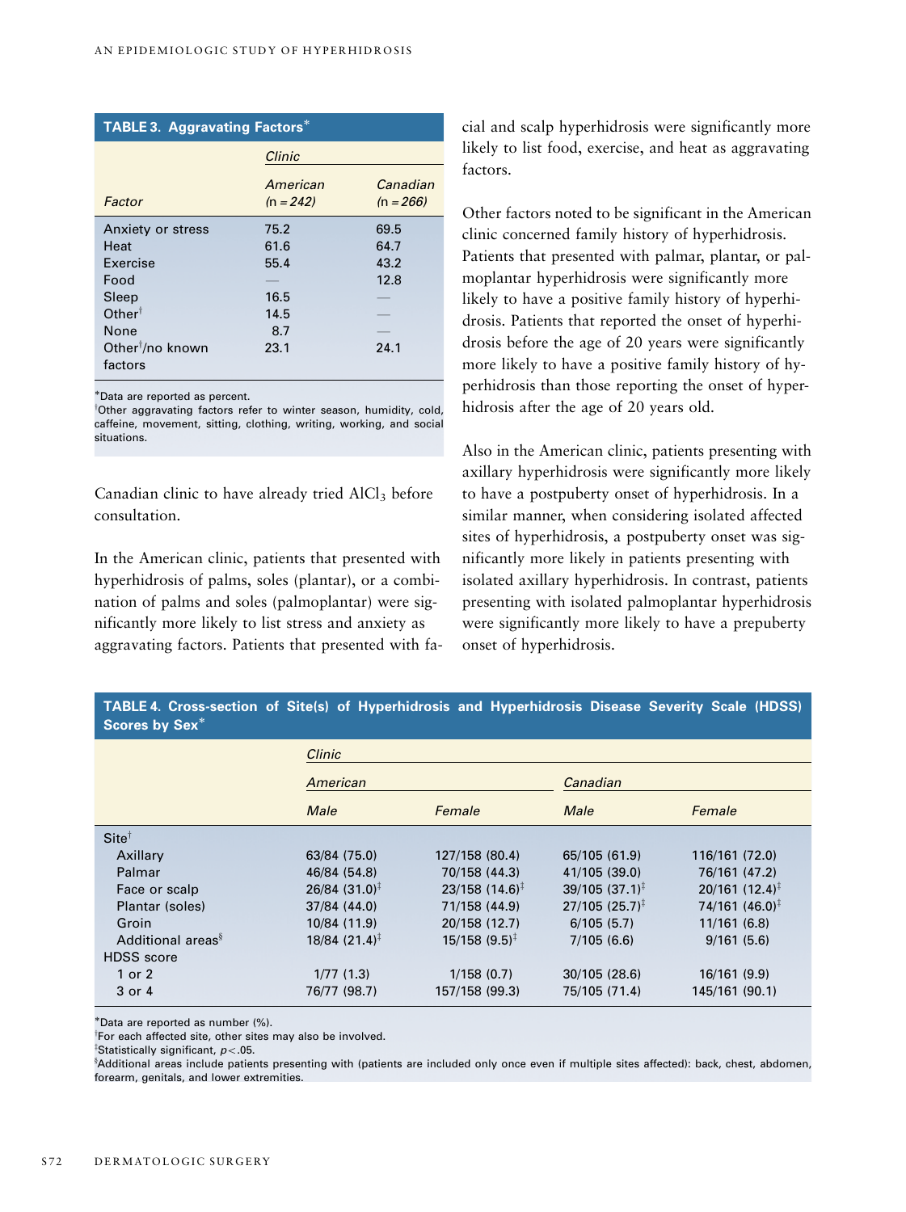**TABLE 3. Aggravating Factors***

| Factor | Clinic | |
|---|---|---|
| | American (n = 242) | Canadian (n = 266) |
| Anxiety or stress | 75.2 | 69.5 |
| Heat | 61.6 | 64.7 |
| Exercise | 55.4 | 43.2 |
| Food | — | 12.8 |
| Sleep | 16.5 | — |
| Other† | 14.5 | — |
| None | 8.7 | — |
| Other†/no known factors | 23.1 | 24.1 |

*Data are reported as percent.
†Other aggravating factors refer to winter season, humidity, cold, caffeine, movement, sitting, clothing, writing, working, and social situations.

Canadian clinic to have already tried $AlCl_3$ before consultation.

In the American clinic, patients that presented with hyperhidrosis of palms, soles (plantar), or a combination of palms and soles (palmoplantar) were significantly more likely to list stress and anxiety as aggravating factors. Patients that presented with facial and scalp hyperhidrosis were significantly more likely to list food, exercise, and heat as aggravating factors.

Other factors noted to be significant in the American clinic concerned family history of hyperhidrosis. Patients that presented with palmar, plantar, or palmoplantar hyperhidrosis were significantly more likely to have a positive family history of hyperhidrosis. Patients that reported the onset of hyperhidrosis before the age of 20 years were significantly more likely to have a positive family history of hyperhidrosis than those reporting the onset of hyperhidrosis after the age of 20 years old.

Also in the American clinic, patients presenting with axillary hyperhidrosis were significantly more likely to have a postpuberty onset of hyperhidrosis. In a similar manner, when considering isolated affected sites of hyperhidrosis, a postpuberty onset was significantly more likely in patients presenting with isolated axillary hyperhidrosis. In contrast, patients presenting with isolated palmoplantar hyperhidrosis were significantly more likely to have a prepuberty onset of hyperhidrosis.

**TABLE 4. Cross-section of Site(s) of Hyperhidrosis and Hyperhidrosis Disease Severity Scale (HDSS) Scores by Sex***

| | Clinic | | | |
|---|---|---|---|---|
| | American | | Canadian | |
| | Male | Female | Male | Female |
| Site† | | | | |
| Axillary | 63/84 (75.0) | 127/158 (80.4) | 65/105 (61.9) | 116/161 (72.0) |
| Palmar | 46/84 (54.8) | 70/158 (44.3) | 41/105 (39.0) | 76/161 (47.2) |
| Face or scalp | 26/84 (31.0)‡ | 23/158 (14.6)‡ | 39/105 (37.1)‡ | 20/161 (12.4)‡ |
| Plantar (soles) | 37/84 (44.0) | 71/158 (44.9) | 27/105 (25.7)‡ | 74/161 (46.0)‡ |
| Groin | 10/84 (11.9) | 20/158 (12.7) | 6/105 (5.7) | 11/161 (6.8) |
| Additional areas§ | 18/84 (21.4)‡ | 15/158 (9.5)‡ | 7/105 (6.6) | 9/161 (5.6) |
| HDSS score | | | | |
| 1 or 2 | 1/77 (1.3) | 1/158 (0.7) | 30/105 (28.6) | 16/161 (9.9) |
| 3 or 4 | 76/77 (98.7) | 157/158 (99.3) | 75/105 (71.4) | 145/161 (90.1) |

*Data are reported as number (%).
†For each affected site, other sites may also be involved.
‡Statistically significant, $p < .05$.
§Additional areas include patients presenting with (patients are included only once even if multiple sites affected): back, chest, abdomen, forearm, genitals, and lower extremities.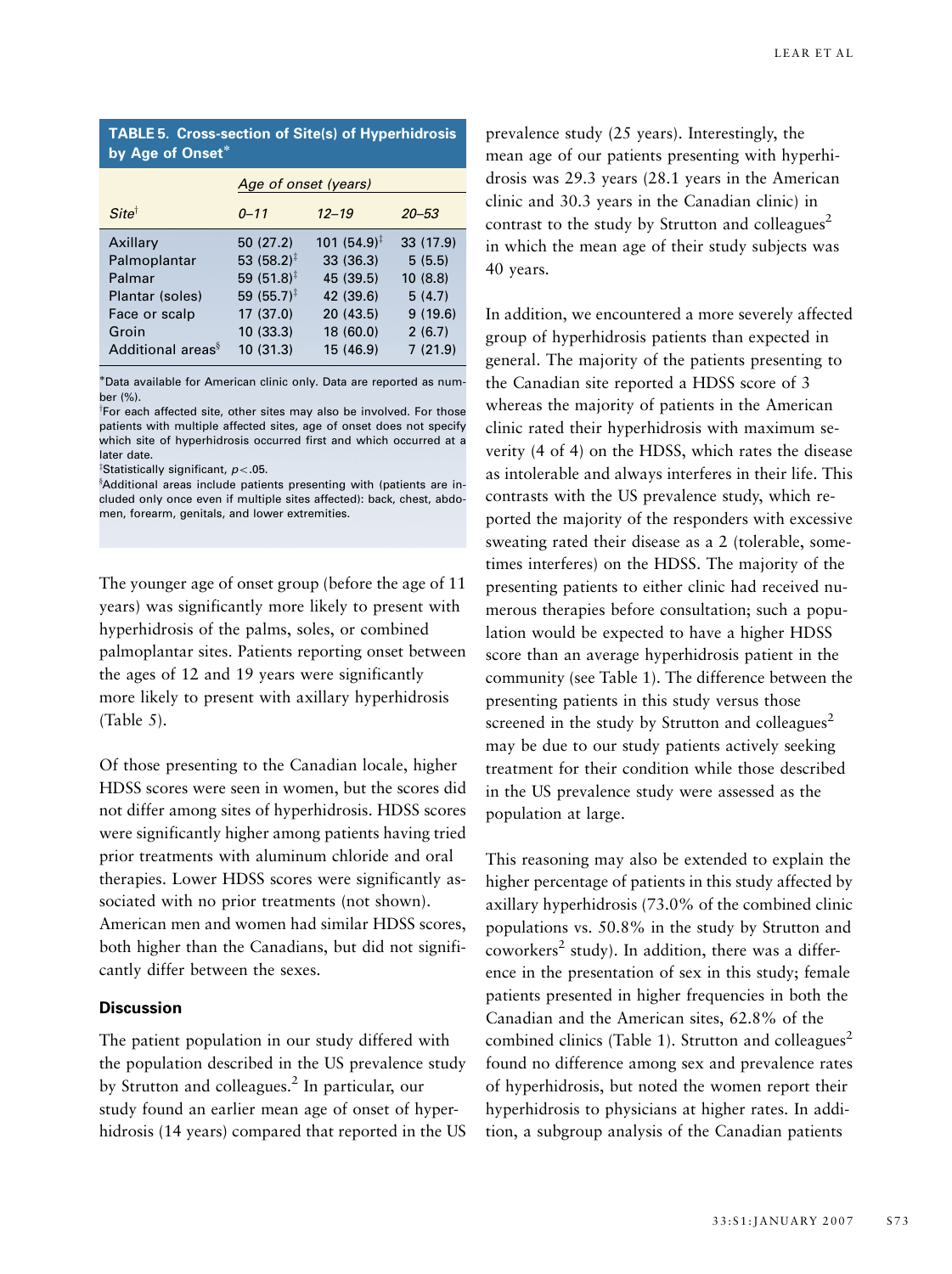**TABLE 5. Cross-section of Site(s) of Hyperhidrosis by Age of Onset***

| | Age of onset (years) | | |
|---|---|---|---|
| *Site*[†] | *0–11* | *12–19* | *20–53* |
| Axillary | 50 (27.2) | 101 (54.9)[‡] | 33 (17.9) |
| Palmoplantar | 53 (58.2)[‡] | 33 (36.3) | 5 (5.5) |
| Palmar | 59 (51.8)[‡] | 45 (39.5) | 10 (8.8) |
| Plantar (soles) | 59 (55.7)[‡] | 42 (39.6) | 5 (4.7) |
| Face or scalp | 17 (37.0) | 20 (43.5) | 9 (19.6) |
| Groin | 10 (33.3) | 18 (60.0) | 2 (6.7) |
| Additional areas[§] | 10 (31.3) | 15 (46.9) | 7 (21.9) |

*Data available for American clinic only. Data are reported as number (%).

[†]For each affected site, other sites may also be involved. For those patients with multiple affected sites, age of onset does not specify which site of hyperhidrosis occurred first and which occurred at a later date.

[‡]Statistically significant, $p<.05$.

[§]Additional areas include patients presenting with (patients are included only once even if multiple sites affected): back, chest, abdomen, forearm, genitals, and lower extremities.

The younger age of onset group (before the age of 11 years) was significantly more likely to present with hyperhidrosis of the palms, soles, or combined palmoplantar sites. Patients reporting onset between the ages of 12 and 19 years were significantly more likely to present with axillary hyperhidrosis (Table 5).

Of those presenting to the Canadian locale, higher HDSS scores were seen in women, but the scores did not differ among sites of hyperhidrosis. HDSS scores were significantly higher among patients having tried prior treatments with aluminum chloride and oral therapies. Lower HDSS scores were significantly associated with no prior treatments (not shown). American men and women had similar HDSS scores, both higher than the Canadians, but did not significantly differ between the sexes.

## Discussion

The patient population in our study differed with the population described in the US prevalence study by Strutton and colleagues.[2] In particular, our study found an earlier mean age of onset of hyperhidrosis (14 years) compared that reported in the US prevalence study (25 years). Interestingly, the mean age of our patients presenting with hyperhidrosis was 29.3 years (28.1 years in the American clinic and 30.3 years in the Canadian clinic) in contrast to the study by Strutton and colleagues[2] in which the mean age of their study subjects was 40 years.

In addition, we encountered a more severely affected group of hyperhidrosis patients than expected in general. The majority of the patients presenting to the Canadian site reported a HDSS score of 3 whereas the majority of patients in the American clinic rated their hyperhidrosis with maximum severity (4 of 4) on the HDSS, which rates the disease as intolerable and always interferes in their life. This contrasts with the US prevalence study, which reported the majority of the responders with excessive sweating rated their disease as a 2 (tolerable, sometimes interferes) on the HDSS. The majority of the presenting patients to either clinic had received numerous therapies before consultation; such a population would be expected to have a higher HDSS score than an average hyperhidrosis patient in the community (see Table 1). The difference between the presenting patients in this study versus those screened in the study by Strutton and colleagues[2] may be due to our study patients actively seeking treatment for their condition while those described in the US prevalence study were assessed as the population at large.

This reasoning may also be extended to explain the higher percentage of patients in this study affected by axillary hyperhidrosis (73.0% of the combined clinic populations vs. 50.8% in the study by Strutton and coworkers[2] study). In addition, there was a difference in the presentation of sex in this study; female patients presented in higher frequencies in both the Canadian and the American sites, 62.8% of the combined clinics (Table 1). Strutton and colleagues[2] found no difference among sex and prevalence rates of hyperhidrosis, but noted the women report their hyperhidrosis to physicians at higher rates. In addition, a subgroup analysis of the Canadian patients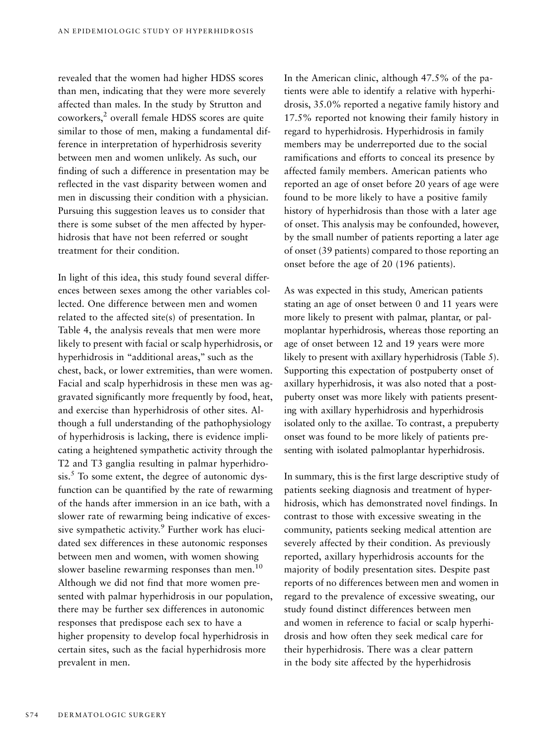revealed that the women had higher HDSS scores than men, indicating that they were more severely affected than males. In the study by Strutton and coworkers,[2] overall female HDSS scores are quite similar to those of men, making a fundamental difference in interpretation of hyperhidrosis severity between men and women unlikely. As such, our finding of such a difference in presentation may be reflected in the vast disparity between women and men in discussing their condition with a physician. Pursuing this suggestion leaves us to consider that there is some subset of the men affected by hyperhidrosis that have not been referred or sought treatment for their condition.

In light of this idea, this study found several differences between sexes among the other variables collected. One difference between men and women related to the affected site(s) of presentation. In Table 4, the analysis reveals that men were more likely to present with facial or scalp hyperhidrosis, or hyperhidrosis in "additional areas," such as the chest, back, or lower extremities, than were women. Facial and scalp hyperhidrosis in these men was aggravated significantly more frequently by food, heat, and exercise than hyperhidrosis of other sites. Although a full understanding of the pathophysiology of hyperhidrosis is lacking, there is evidence implicating a heightened sympathetic activity through the T2 and T3 ganglia resulting in palmar hyperhidrosis.[5] To some extent, the degree of autonomic dysfunction can be quantified by the rate of rewarming of the hands after immersion in an ice bath, with a slower rate of rewarming being indicative of excessive sympathetic activity.[9] Further work has elucidated sex differences in these autonomic responses between men and women, with women showing slower baseline rewarming responses than men.[10] Although we did not find that more women presented with palmar hyperhidrosis in our population, there may be further sex differences in autonomic responses that predispose each sex to have a higher propensity to develop focal hyperhidrosis in certain sites, such as the facial hyperhidrosis more prevalent in men.

In the American clinic, although 47.5% of the patients were able to identify a relative with hyperhidrosis, 35.0% reported a negative family history and 17.5% reported not knowing their family history in regard to hyperhidrosis. Hyperhidrosis in family members may be underreported due to the social ramifications and efforts to conceal its presence by affected family members. American patients who reported an age of onset before 20 years of age were found to be more likely to have a positive family history of hyperhidrosis than those with a later age of onset. This analysis may be confounded, however, by the small number of patients reporting a later age of onset (39 patients) compared to those reporting an onset before the age of 20 (196 patients).

As was expected in this study, American patients stating an age of onset between 0 and 11 years were more likely to present with palmar, plantar, or palmoplantar hyperhidrosis, whereas those reporting an age of onset between 12 and 19 years were more likely to present with axillary hyperhidrosis (Table 5). Supporting this expectation of postpuberty onset of axillary hyperhidrosis, it was also noted that a postpuberty onset was more likely with patients presenting with axillary hyperhidrosis and hyperhidrosis isolated only to the axillae. To contrast, a prepuberty onset was found to be more likely of patients presenting with isolated palmoplantar hyperhidrosis.

In summary, this is the first large descriptive study of patients seeking diagnosis and treatment of hyperhidrosis, which has demonstrated novel findings. In contrast to those with excessive sweating in the community, patients seeking medical attention are severely affected by their condition. As previously reported, axillary hyperhidrosis accounts for the majority of bodily presentation sites. Despite past reports of no differences between men and women in regard to the prevalence of excessive sweating, our study found distinct differences between men and women in reference to facial or scalp hyperhidrosis and how often they seek medical care for their hyperhidrosis. There was a clear pattern in the body site affected by the hyperhidrosis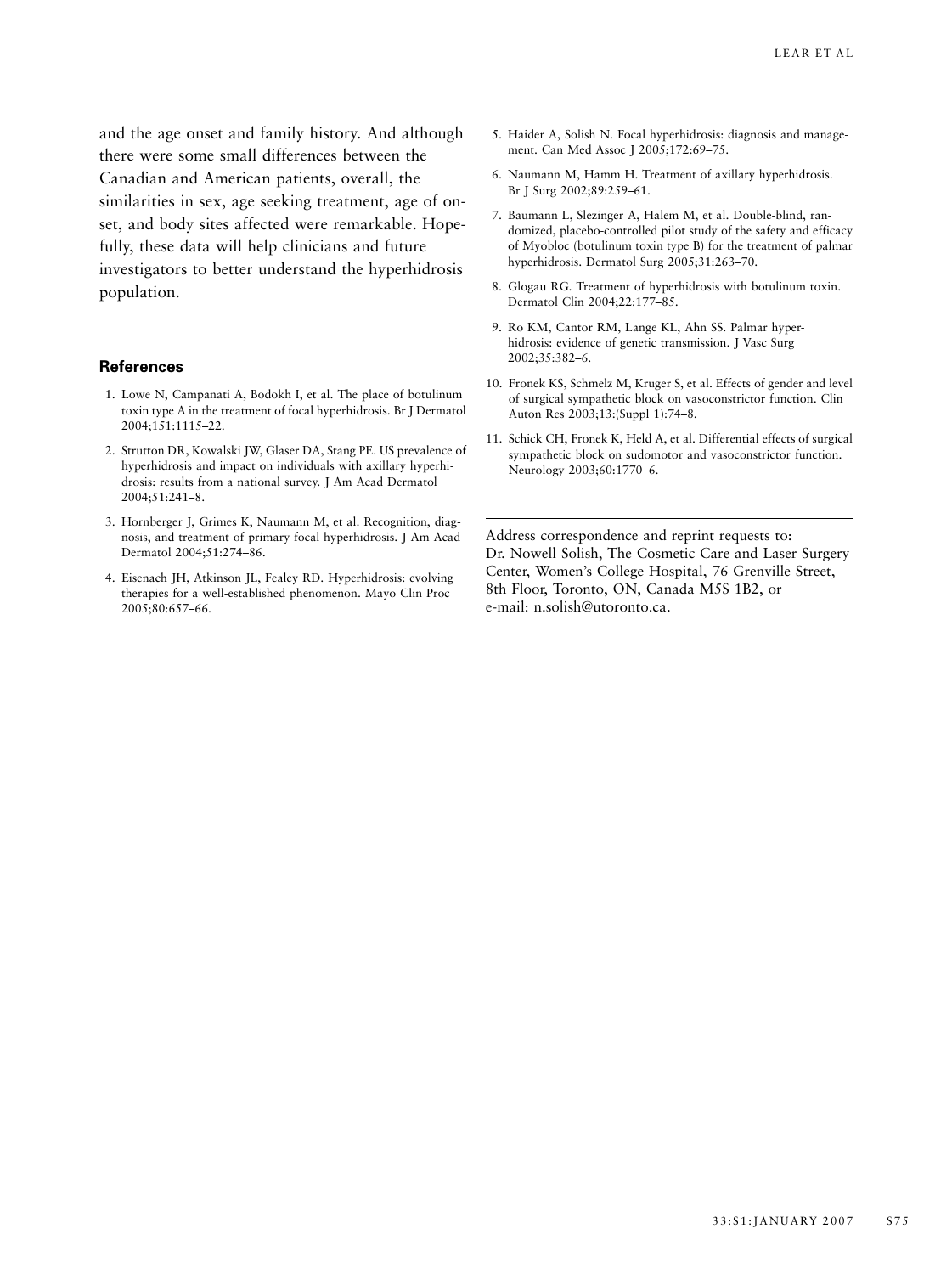and the age onset and family history. And although there were some small differences between the Canadian and American patients, overall, the similarities in sex, age seeking treatment, age of onset, and body sites affected were remarkable. Hopefully, these data will help clinicians and future investigators to better understand the hyperhidrosis population.

## References

1. Lowe N, Campanati A, Bodokh I, et al. The place of botulinum toxin type A in the treatment of focal hyperhidrosis. Br J Dermatol 2004;151:1115–22.
2. Strutton DR, Kowalski JW, Glaser DA, Stang PE. US prevalence of hyperhidrosis and impact on individuals with axillary hyperhidrosis: results from a national survey. J Am Acad Dermatol 2004;51:241–8.
3. Hornberger J, Grimes K, Naumann M, et al. Recognition, diagnosis, and treatment of primary focal hyperhidrosis. J Am Acad Dermatol 2004;51:274–86.
4. Eisenach JH, Atkinson JL, Fealey RD. Hyperhidrosis: evolving therapies for a well-established phenomenon. Mayo Clin Proc 2005;80:657–66.
5. Haider A, Solish N. Focal hyperhidrosis: diagnosis and management. Can Med Assoc J 2005;172:69–75.
6. Naumann M, Hamm H. Treatment of axillary hyperhidrosis. Br J Surg 2002;89:259–61.
7. Baumann L, Slezinger A, Halem M, et al. Double-blind, randomized, placebo-controlled pilot study of the safety and efficacy of Myobloc (botulinum toxin type B) for the treatment of palmar hyperhidrosis. Dermatol Surg 2005;31:263–70.
8. Glogau RG. Treatment of hyperhidrosis with botulinum toxin. Dermatol Clin 2004;22:177–85.
9. Ro KM, Cantor RM, Lange KL, Ahn SS. Palmar hyperhidrosis: evidence of genetic transmission. J Vasc Surg 2002;35:382–6.
10. Fronek KS, Schmelz M, Kruger S, et al. Effects of gender and level of surgical sympathetic block on vasoconstrictor function. Clin Auton Res 2003;13:(Suppl 1):74–8.
11. Schick CH, Fronek K, Held A, et al. Differential effects of surgical sympathetic block on sudomotor and vasoconstrictor function. Neurology 2003;60:1770–6.

---

Address correspondence and reprint requests to: Dr. Nowell Solish, The Cosmetic Care and Laser Surgery Center, Women's College Hospital, 76 Grenville Street, 8th Floor, Toronto, ON, Canada M5S 1B2, or e-mail: n.solish@utoronto.ca.